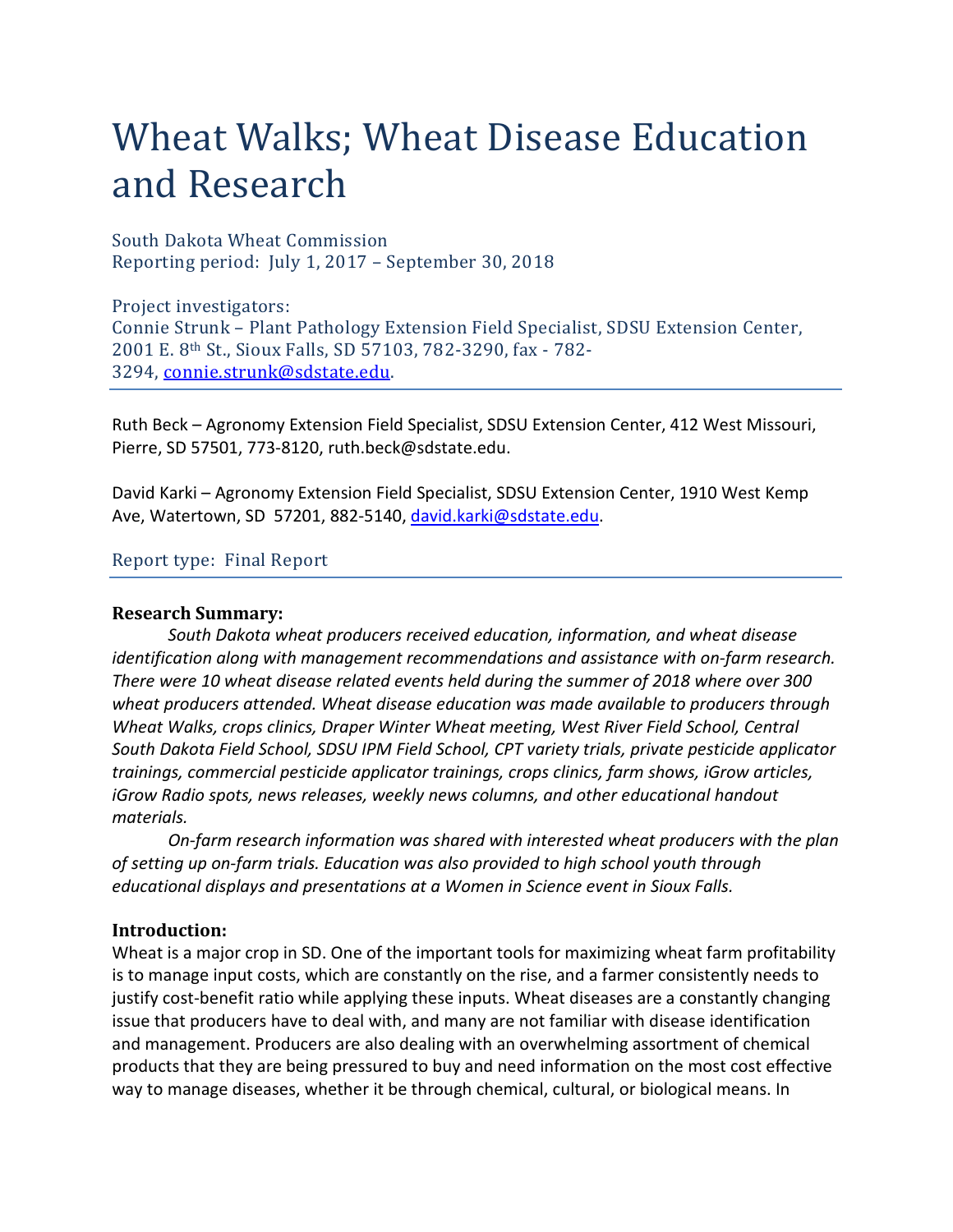# Wheat Walks; Wheat Disease Education and Research

South Dakota Wheat Commission
Reporting period: July 1, 2017 – September 30, 2018

Project investigators:
Connie Strunk – Plant Pathology Extension Field Specialist, SDSU Extension Center, 2001 E. 8th St., Sioux Falls, SD 57103, 782-3290, fax - 782-3294, connie.strunk@sdstate.edu.

---

Ruth Beck – Agronomy Extension Field Specialist, SDSU Extension Center, 412 West Missouri, Pierre, SD 57501, 773-8120, ruth.beck@sdstate.edu.

David Karki – Agronomy Extension Field Specialist, SDSU Extension Center, 1910 West Kemp Ave, Watertown, SD 57201, 882-5140, david.karki@sdstate.edu.

Report type: Final Report

---

**Research Summary:**

*South Dakota wheat producers received education, information, and wheat disease identification along with management recommendations and assistance with on-farm research. There were 10 wheat disease related events held during the summer of 2018 where over 300 wheat producers attended. Wheat disease education was made available to producers through Wheat Walks, crops clinics, Draper Winter Wheat meeting, West River Field School, Central South Dakota Field School, SDSU IPM Field School, CPT variety trials, private pesticide applicator trainings, commercial pesticide applicator trainings, crops clinics, farm shows, iGrow articles, iGrow Radio spots, news releases, weekly news columns, and other educational handout materials.*

*On-farm research information was shared with interested wheat producers with the plan of setting up on-farm trials. Education was also provided to high school youth through educational displays and presentations at a Women in Science event in Sioux Falls.*

**Introduction:**

Wheat is a major crop in SD. One of the important tools for maximizing wheat farm profitability is to manage input costs, which are constantly on the rise, and a farmer consistently needs to justify cost-benefit ratio while applying these inputs. Wheat diseases are a constantly changing issue that producers have to deal with, and many are not familiar with disease identification and management. Producers are also dealing with an overwhelming assortment of chemical products that they are being pressured to buy and need information on the most cost effective way to manage diseases, whether it be through chemical, cultural, or biological means. In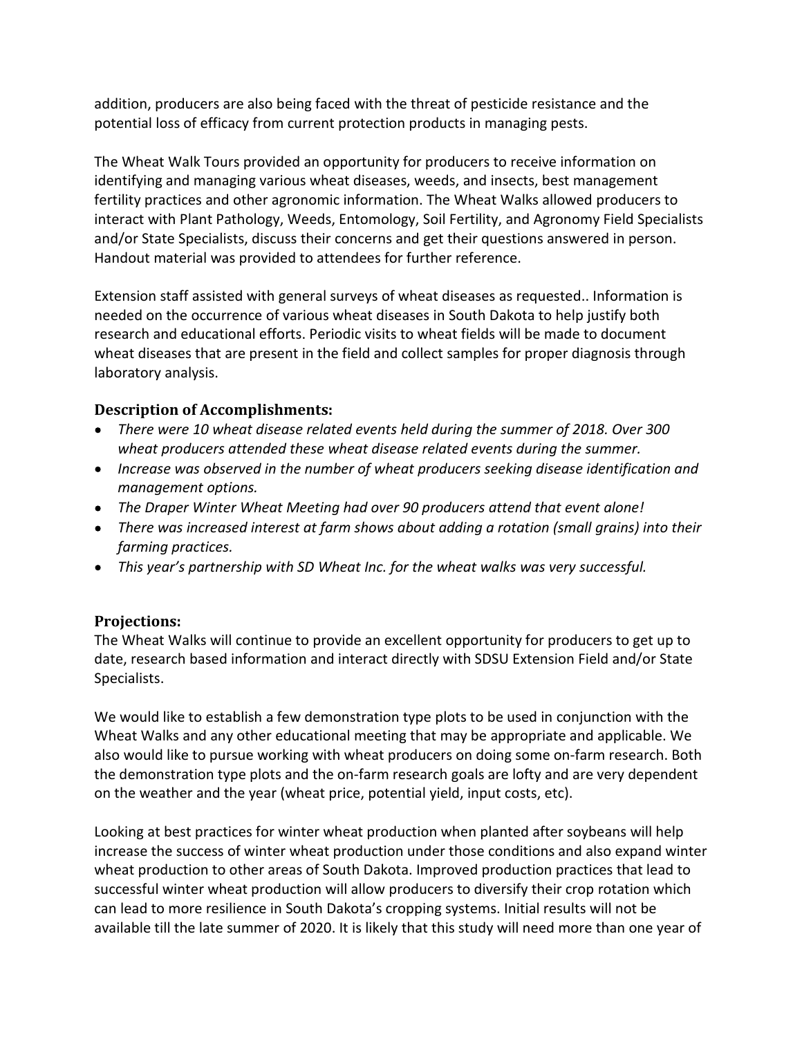addition, producers are also being faced with the threat of pesticide resistance and the potential loss of efficacy from current protection products in managing pests.

The Wheat Walk Tours provided an opportunity for producers to receive information on identifying and managing various wheat diseases, weeds, and insects, best management fertility practices and other agronomic information. The Wheat Walks allowed producers to interact with Plant Pathology, Weeds, Entomology, Soil Fertility, and Agronomy Field Specialists and/or State Specialists, discuss their concerns and get their questions answered in person. Handout material was provided to attendees for further reference.

Extension staff assisted with general surveys of wheat diseases as requested.. Information is needed on the occurrence of various wheat diseases in South Dakota to help justify both research and educational efforts. Periodic visits to wheat fields will be made to document wheat diseases that are present in the field and collect samples for proper diagnosis through laboratory analysis.

### Description of Accomplishments:

- *There were 10 wheat disease related events held during the summer of 2018. Over 300 wheat producers attended these wheat disease related events during the summer.*
- *Increase was observed in the number of wheat producers seeking disease identification and management options.*
- *The Draper Winter Wheat Meeting had over 90 producers attend that event alone!*
- *There was increased interest at farm shows about adding a rotation (small grains) into their farming practices.*
- *This year's partnership with SD Wheat Inc. for the wheat walks was very successful.*

### Projections:

The Wheat Walks will continue to provide an excellent opportunity for producers to get up to date, research based information and interact directly with SDSU Extension Field and/or State Specialists.

We would like to establish a few demonstration type plots to be used in conjunction with the Wheat Walks and any other educational meeting that may be appropriate and applicable. We also would like to pursue working with wheat producers on doing some on-farm research. Both the demonstration type plots and the on-farm research goals are lofty and are very dependent on the weather and the year (wheat price, potential yield, input costs, etc).

Looking at best practices for winter wheat production when planted after soybeans will help increase the success of winter wheat production under those conditions and also expand winter wheat production to other areas of South Dakota. Improved production practices that lead to successful winter wheat production will allow producers to diversify their crop rotation which can lead to more resilience in South Dakota's cropping systems. Initial results will not be available till the late summer of 2020. It is likely that this study will need more than one year of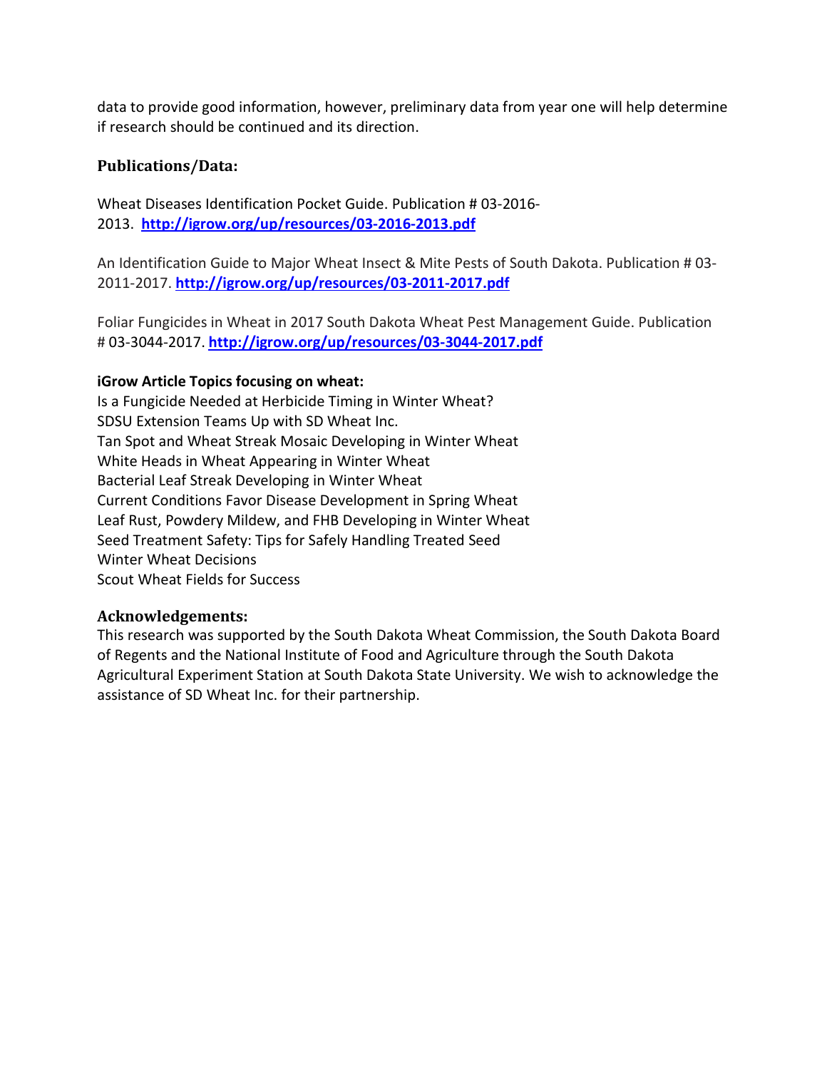data to provide good information, however, preliminary data from year one will help determine if research should be continued and its direction.

### Publications/Data:

Wheat Diseases Identification Pocket Guide. Publication # 03-2016-2013. **http://igrow.org/up/resources/03-2016-2013.pdf**

An Identification Guide to Major Wheat Insect & Mite Pests of South Dakota. Publication # 03-2011-2017. **http://igrow.org/up/resources/03-2011-2017.pdf**

Foliar Fungicides in Wheat in 2017 South Dakota Wheat Pest Management Guide. Publication # 03-3044-2017. **http://igrow.org/up/resources/03-3044-2017.pdf**

**iGrow Article Topics focusing on wheat:**

Is a Fungicide Needed at Herbicide Timing in Winter Wheat?
SDSU Extension Teams Up with SD Wheat Inc.
Tan Spot and Wheat Streak Mosaic Developing in Winter Wheat
White Heads in Wheat Appearing in Winter Wheat
Bacterial Leaf Streak Developing in Winter Wheat
Current Conditions Favor Disease Development in Spring Wheat
Leaf Rust, Powdery Mildew, and FHB Developing in Winter Wheat
Seed Treatment Safety: Tips for Safely Handling Treated Seed
Winter Wheat Decisions
Scout Wheat Fields for Success

### Acknowledgements:

This research was supported by the South Dakota Wheat Commission, the South Dakota Board of Regents and the National Institute of Food and Agriculture through the South Dakota Agricultural Experiment Station at South Dakota State University. We wish to acknowledge the assistance of SD Wheat Inc. for their partnership.